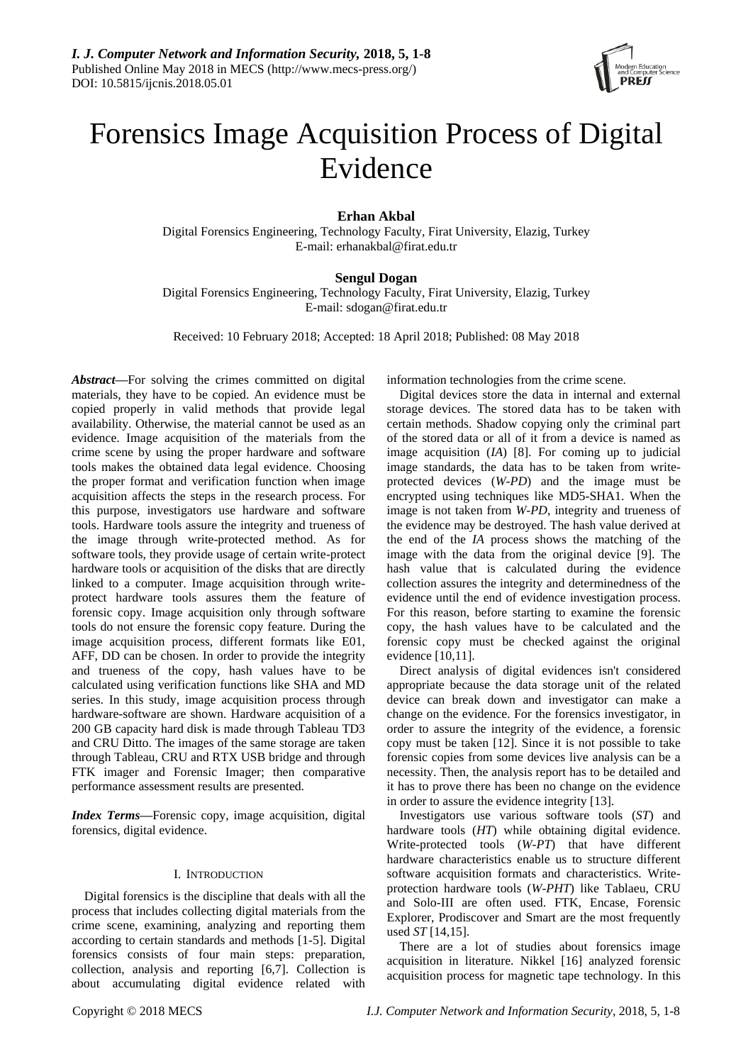# Forensics Image Acquisition Process of Digital Evidence

**Erhan Akbal**

Digital Forensics Engineering, Technology Faculty, Firat University, Elazig, Turkey
E-mail: erhanakbal@firat.edu.tr

**Sengul Dogan**

Digital Forensics Engineering, Technology Faculty, Firat University, Elazig, Turkey
E-mail: sdogan@firat.edu.tr

Received: 10 February 2018; Accepted: 18 April 2018; Published: 08 May 2018

***Abstract*—**For solving the crimes committed on digital materials, they have to be copied. An evidence must be copied properly in valid methods that provide legal availability. Otherwise, the material cannot be used as an evidence. Image acquisition of the materials from the crime scene by using the proper hardware and software tools makes the obtained data legal evidence. Choosing the proper format and verification function when image acquisition affects the steps in the research process. For this purpose, investigators use hardware and software tools. Hardware tools assure the integrity and trueness of the image through write-protected method. As for software tools, they provide usage of certain write-protect hardware tools or acquisition of the disks that are directly linked to a computer. Image acquisition through write-protect hardware tools assures them the feature of forensic copy. Image acquisition only through software tools do not ensure the forensic copy feature. During the image acquisition process, different formats like E01, AFF, DD can be chosen. In order to provide the integrity and trueness of the copy, hash values have to be calculated using verification functions like SHA and MD series. In this study, image acquisition process through hardware-software are shown. Hardware acquisition of a 200 GB capacity hard disk is made through Tableau TD3 and CRU Ditto. The images of the same storage are taken through Tableau, CRU and RTX USB bridge and through FTK imager and Forensic Imager; then comparative performance assessment results are presented.

***Index Terms*—**Forensic copy, image acquisition, digital forensics, digital evidence.

## I. Introduction

Digital forensics is the discipline that deals with all the process that includes collecting digital materials from the crime scene, examining, analyzing and reporting them according to certain standards and methods [1-5]. Digital forensics consists of four main steps: preparation, collection, analysis and reporting [6,7]. Collection is about accumulating digital evidence related with information technologies from the crime scene.

Digital devices store the data in internal and external storage devices. The stored data has to be taken with certain methods. Shadow copying only the criminal part of the stored data or all of it from a device is named as image acquisition (*IA*) [8]. For coming up to judicial image standards, the data has to be taken from write-protected devices (*W-PD*) and the image must be encrypted using techniques like MD5-SHA1. When the image is not taken from *W-PD*, integrity and trueness of the evidence may be destroyed. The hash value derived at the end of the *IA* process shows the matching of the image with the data from the original device [9]. The hash value that is calculated during the evidence collection assures the integrity and determinedness of the evidence until the end of evidence investigation process. For this reason, before starting to examine the forensic copy, the hash values have to be calculated and the forensic copy must be checked against the original evidence [10,11].

Direct analysis of digital evidences isn't considered appropriate because the data storage unit of the related device can break down and investigator can make a change on the evidence. For the forensics investigator, in order to assure the integrity of the evidence, a forensic copy must be taken [12]. Since it is not possible to take forensic copies from some devices live analysis can be a necessity. Then, the analysis report has to be detailed and it has to prove there has been no change on the evidence in order to assure the evidence integrity [13].

Investigators use various software tools (*ST*) and hardware tools (*HT*) while obtaining digital evidence. Write-protected tools (*W-PT*) that have different hardware characteristics enable us to structure different software acquisition formats and characteristics. Write-protection hardware tools (*W-PHT*) like Tablaeu, CRU and Solo-III are often used. FTK, Encase, Forensic Explorer, Prodiscover and Smart are the most frequently used *ST* [14,15].

There are a lot of studies about forensics image acquisition in literature. Nikkel [16] analyzed forensic acquisition process for magnetic tape technology. In this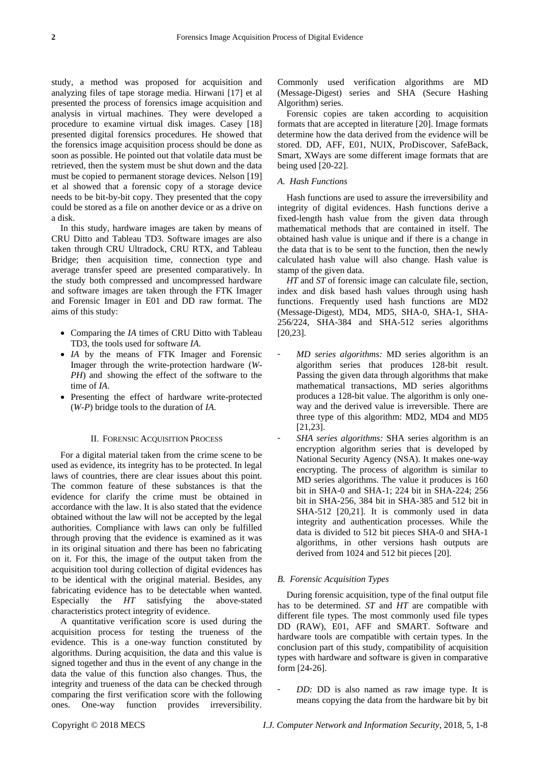study, a method was proposed for acquisition and analyzing files of tape storage media. Hirwani [17] et al presented the process of forensics image acquisition and analysis in virtual machines. They were developed a procedure to examine virtual disk images. Casey [18] presented digital forensics procedures. He showed that the forensics image acquisition process should be done as soon as possible. He pointed out that volatile data must be retrieved, then the system must be shut down and the data must be copied to permanent storage devices. Nelson [19] et al showed that a forensic copy of a storage device needs to be bit-by-bit copy. They presented that the copy could be stored as a file on another device or as a drive on a disk.

In this study, hardware images are taken by means of CRU Ditto and Tableau TD3. Software images are also taken through CRU Ultradock, CRU RTX, and Tableau Bridge; then acquisition time, connection type and average transfer speed are presented comparatively. In the study both compressed and uncompressed hardware and software images are taken through the FTK Imager and Forensic Imager in E01 and DD raw format. The aims of this study:

- Comparing the *IA* times of CRU Ditto with Tableau TD3, the tools used for software *IA*.
- *IA* by the means of FTK Imager and Forensic Imager through the write-protection hardware (*W-PH*) and showing the effect of the software to the time of *IA*.
- Presenting the effect of hardware write-protected (*W-P*) bridge tools to the duration of *IA*.

## II. Forensic Acquisition Process

For a digital material taken from the crime scene to be used as evidence, its integrity has to be protected. In legal laws of countries, there are clear issues about this point. The common feature of these substances is that the evidence for clarify the crime must be obtained in accordance with the law. It is also stated that the evidence obtained without the law will not be accepted by the legal authorities. Compliance with laws can only be fulfilled through proving that the evidence is examined as it was in its original situation and there has been no fabricating on it. For this, the image of the output taken from the acquisition tool during collection of digital evidences has to be identical with the original material. Besides, any fabricating evidence has to be detectable when wanted. Especially the *HT* satisfying the above-stated characteristics protect integrity of evidence.

A quantitative verification score is used during the acquisition process for testing the trueness of the evidence. This is a one-way function constituted by algorithms. During acquisition, the data and this value is signed together and thus in the event of any change in the data the value of this function also changes. Thus, the integrity and trueness of the data can be checked through comparing the first verification score with the following ones. One-way function provides irreversibility. Commonly used verification algorithms are MD (Message-Digest) series and SHA (Secure Hashing Algorithm) series.

Forensic copies are taken according to acquisition formats that are accepted in literature [20]. Image formats determine how the data derived from the evidence will be stored. DD, AFF, E01, NUIX, ProDiscover, SafeBack, Smart, XWays are some different image formats that are being used [20-22].

### A. Hash Functions

Hash functions are used to assure the irreversibility and integrity of digital evidences. Hash functions derive a fixed-length hash value from the given data through mathematical methods that are contained in itself. The obtained hash value is unique and if there is a change in the data that is to be sent to the function, then the newly calculated hash value will also change. Hash value is stamp of the given data.

*HT* and *ST* of forensic image can calculate file, section, index and disk based hash values through using hash functions. Frequently used hash functions are MD2 (Message-Digest), MD4, MD5, SHA-0, SHA-1, SHA-256/224, SHA-384 and SHA-512 series algorithms [20,23].

- *MD series algorithms:* MD series algorithm is an algorithm series that produces 128-bit result. Passing the given data through algorithms that make mathematical transactions, MD series algorithms produces a 128-bit value. The algorithm is only one-way and the derived value is irreversible. There are three type of this algorithm: MD2, MD4 and MD5 [21,23].
- *SHA series algorithms:* SHA series algorithm is an encryption algorithm series that is developed by National Security Agency (NSA). It makes one-way encrypting. The process of algorithm is similar to MD series algorithms. The value it produces is 160 bit in SHA-0 and SHA-1; 224 bit in SHA-224; 256 bit in SHA-256, 384 bit in SHA-385 and 512 bit in SHA-512 [20,21]. It is commonly used in data integrity and authentication processes. While the data is divided to 512 bit pieces SHA-0 and SHA-1 algorithms, in other versions hash outputs are derived from 1024 and 512 bit pieces [20].

### B. Forensic Acquisition Types

During forensic acquisition, type of the final output file has to be determined. *ST* and *HT* are compatible with different file types. The most commonly used file types DD (RAW), E01, AFF and SMART. Software and hardware tools are compatible with certain types. In the conclusion part of this study, compatibility of acquisition types with hardware and software is given in comparative form [24-26].

- *DD:* DD is also named as raw image type. It is means copying the data from the hardware bit by bit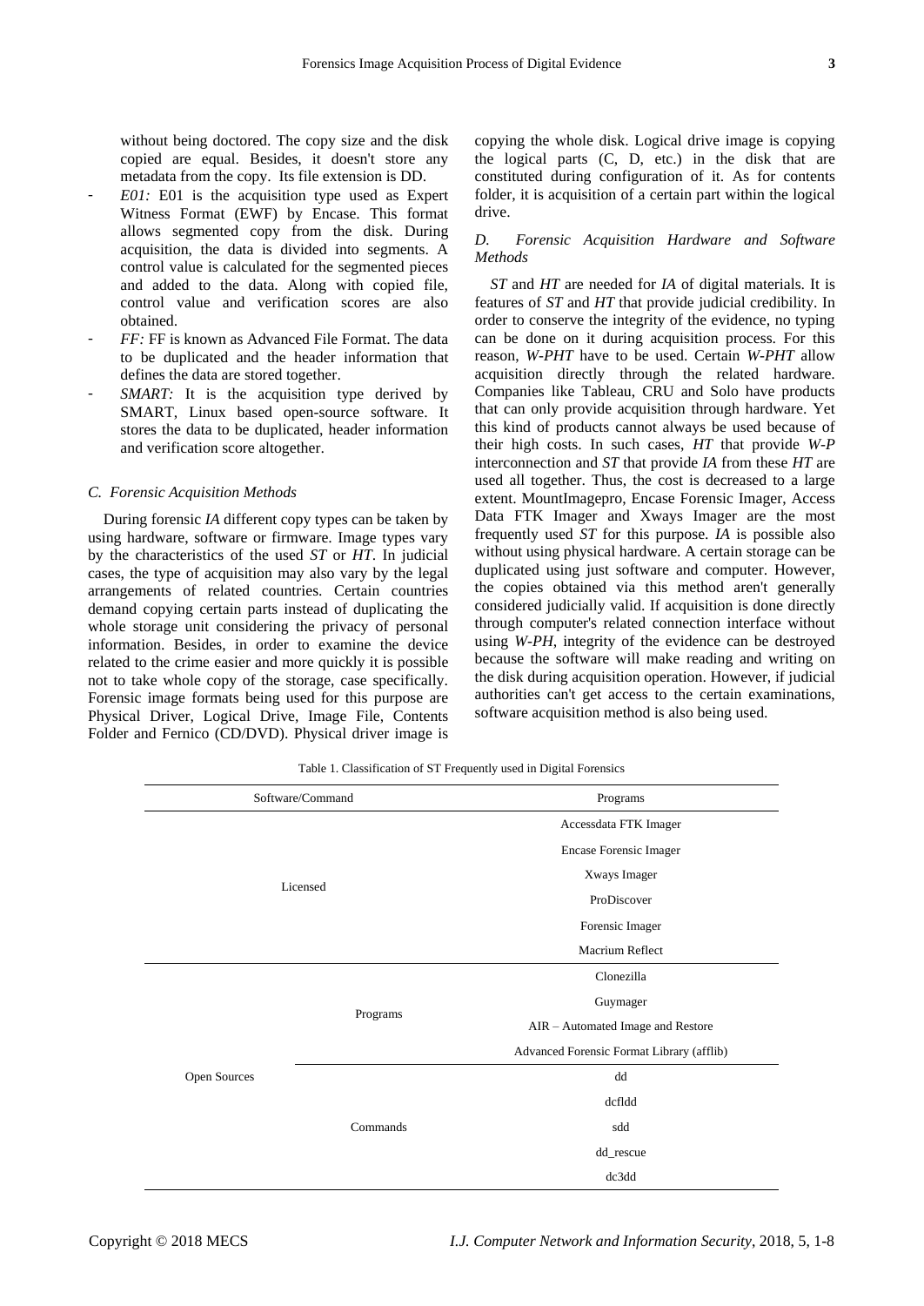without being doctored. The copy size and the disk copied are equal. Besides, it doesn't store any metadata from the copy. Its file extension is DD.

- *E01:* E01 is the acquisition type used as Expert Witness Format (EWF) by Encase. This format allows segmented copy from the disk. During acquisition, the data is divided into segments. A control value is calculated for the segmented pieces and added to the data. Along with copied file, control value and verification scores are also obtained.
- *FF:* FF is known as Advanced File Format. The data to be duplicated and the header information that defines the data are stored together.
- *SMART:* It is the acquisition type derived by SMART, Linux based open-source software. It stores the data to be duplicated, header information and verification score altogether.

### *C. Forensic Acquisition Methods*

During forensic *IA* different copy types can be taken by using hardware, software or firmware. Image types vary by the characteristics of the used *ST* or *HT*. In judicial cases, the type of acquisition may also vary by the legal arrangements of related countries. Certain countries demand copying certain parts instead of duplicating the whole storage unit considering the privacy of personal information. Besides, in order to examine the device related to the crime easier and more quickly it is possible not to take whole copy of the storage, case specifically. Forensic image formats being used for this purpose are Physical Driver, Logical Drive, Image File, Contents Folder and Fernico (CD/DVD). Physical driver image is copying the whole disk. Logical drive image is copying the logical parts (C, D, etc.) in the disk that are constituted during configuration of it. As for contents folder, it is acquisition of a certain part within the logical drive.

### *D. Forensic Acquisition Hardware and Software Methods*

*ST* and *HT* are needed for *IA* of digital materials. It is features of *ST* and *HT* that provide judicial credibility. In order to conserve the integrity of the evidence, no typing can be done on it during acquisition process. For this reason, *W-PHT* have to be used. Certain *W-PHT* allow acquisition directly through the related hardware. Companies like Tableau, CRU and Solo have products that can only provide acquisition through hardware. Yet this kind of products cannot always be used because of their high costs. In such cases, *HT* that provide *W-P* interconnection and *ST* that provide *IA* from these *HT* are used all together. Thus, the cost is decreased to a large extent. MountImagepro, Encase Forensic Imager, Access Data FTK Imager and Xways Imager are the most frequently used *ST* for this purpose. *IA* is possible also without using physical hardware. A certain storage can be duplicated using just software and computer. However, the copies obtained via this method aren't generally considered judicially valid. If acquisition is done directly through computer's related connection interface without using *W-PH*, integrity of the evidence can be destroyed because the software will make reading and writing on the disk during acquisition operation. However, if judicial authorities can't get access to the certain examinations, software acquisition method is also being used.

Table 1. Classification of ST Frequently used in Digital Forensics

| Software/Command | | Programs |
|---|---|---|
| Licensed | | Accessdata FTK Imager |
| | | Encase Forensic Imager |
| | | Xways Imager |
| | | ProDiscover |
| | | Forensic Imager |
| | | Macrium Reflect |
| Open Sources | Programs | Clonezilla |
| | | Guymager |
| | | AIR – Automated Image and Restore |
| | | Advanced Forensic Format Library (afflib) |
| | Commands | dd |
| | | dcfldd |
| | | sdd |
| | | dd_rescue |
| | | dc3dd |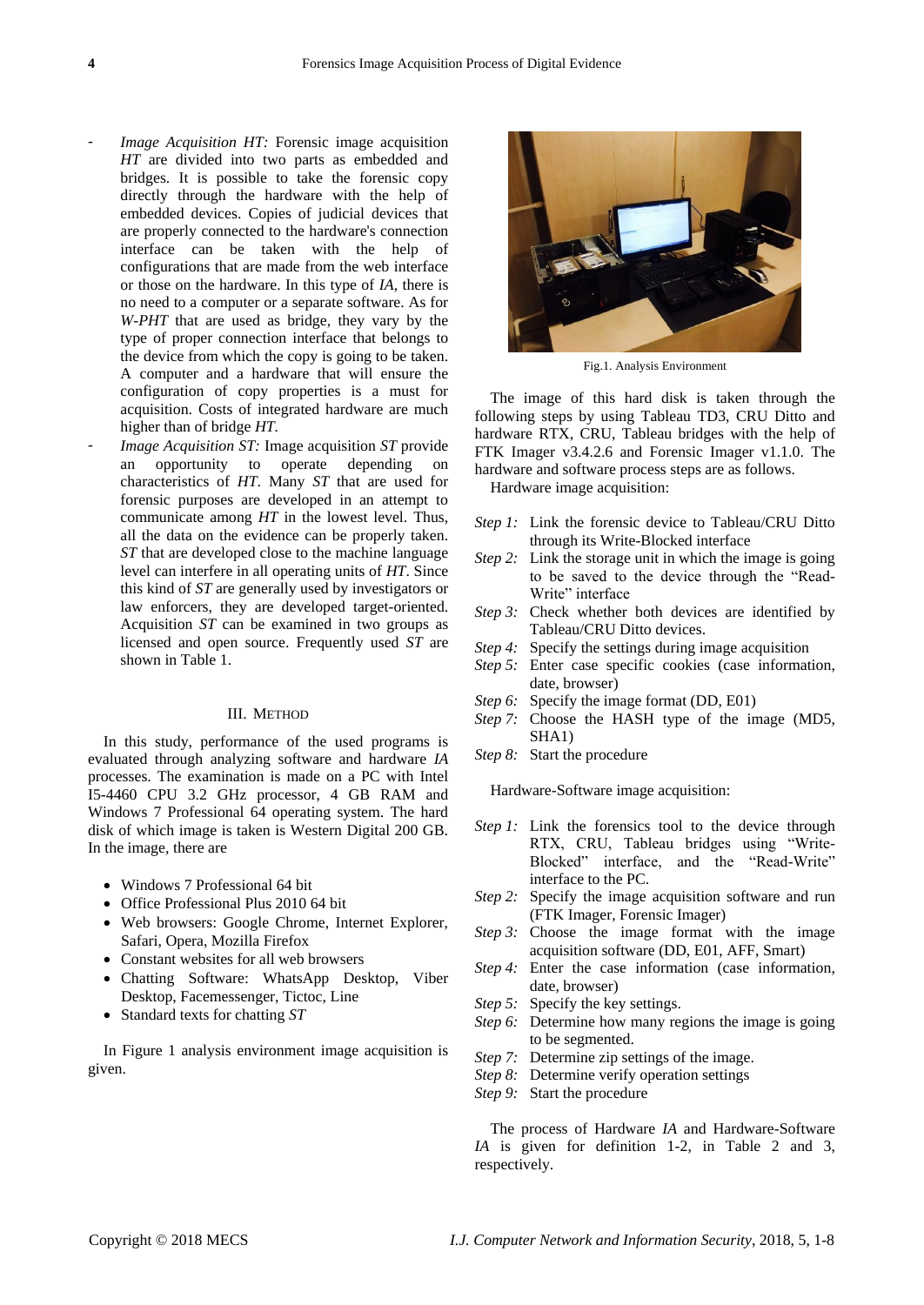- *Image Acquisition HT:* Forensic image acquisition *HT* are divided into two parts as embedded and bridges. It is possible to take the forensic copy directly through the hardware with the help of embedded devices. Copies of judicial devices that are properly connected to the hardware's connection interface can be taken with the help of configurations that are made from the web interface or those on the hardware. In this type of *IA*, there is no need to a computer or a separate software. As for *W-PHT* that are used as bridge, they vary by the type of proper connection interface that belongs to the device from which the copy is going to be taken. A computer and a hardware that will ensure the configuration of copy properties is a must for acquisition. Costs of integrated hardware are much higher than of bridge *HT*.
- *Image Acquisition ST:* Image acquisition *ST* provide an opportunity to operate depending on characteristics of *HT*. Many *ST* that are used for forensic purposes are developed in an attempt to communicate among *HT* in the lowest level. Thus, all the data on the evidence can be properly taken. *ST* that are developed close to the machine language level can interfere in all operating units of *HT*. Since this kind of *ST* are generally used by investigators or law enforcers, they are developed target-oriented. Acquisition *ST* can be examined in two groups as licensed and open source. Frequently used *ST* are shown in Table 1.

## III. Method

In this study, performance of the used programs is evaluated through analyzing software and hardware *IA* processes. The examination is made on a PC with Intel I5-4460 CPU 3.2 GHz processor, 4 GB RAM and Windows 7 Professional 64 operating system. The hard disk of which image is taken is Western Digital 200 GB. In the image, there are

- Windows 7 Professional 64 bit
- Office Professional Plus 2010 64 bit
- Web browsers: Google Chrome, Internet Explorer, Safari, Opera, Mozilla Firefox
- Constant websites for all web browsers
- Chatting Software: WhatsApp Desktop, Viber Desktop, Facemessenger, Tictoc, Line
- Standard texts for chatting *ST*

In Figure 1 analysis environment image acquisition is given.

Fig.1. Analysis Environment

The image of this hard disk is taken through the following steps by using Tableau TD3, CRU Ditto and hardware RTX, CRU, Tableau bridges with the help of FTK Imager v3.4.2.6 and Forensic Imager v1.1.0. The hardware and software process steps are as follows.

Hardware image acquisition:

*Step 1:* Link the forensic device to Tableau/CRU Ditto through its Write-Blocked interface
*Step 2:* Link the storage unit in which the image is going to be saved to the device through the "Read-Write" interface
*Step 3:* Check whether both devices are identified by Tableau/CRU Ditto devices.
*Step 4:* Specify the settings during image acquisition
*Step 5:* Enter case specific cookies (case information, date, browser)
*Step 6:* Specify the image format (DD, E01)
*Step 7:* Choose the HASH type of the image (MD5, SHA1)
*Step 8:* Start the procedure

Hardware-Software image acquisition:

*Step 1:* Link the forensics tool to the device through RTX, CRU, Tableau bridges using "Write-Blocked" interface, and the "Read-Write" interface to the PC.
*Step 2:* Specify the image acquisition software and run (FTK Imager, Forensic Imager)
*Step 3:* Choose the image format with the image acquisition software (DD, E01, AFF, Smart)
*Step 4:* Enter the case information (case information, date, browser)
*Step 5:* Specify the key settings.
*Step 6:* Determine how many regions the image is going to be segmented.
*Step 7:* Determine zip settings of the image.
*Step 8:* Determine verify operation settings
*Step 9:* Start the procedure

The process of Hardware *IA* and Hardware-Software *IA* is given for definition 1-2, in Table 2 and 3, respectively.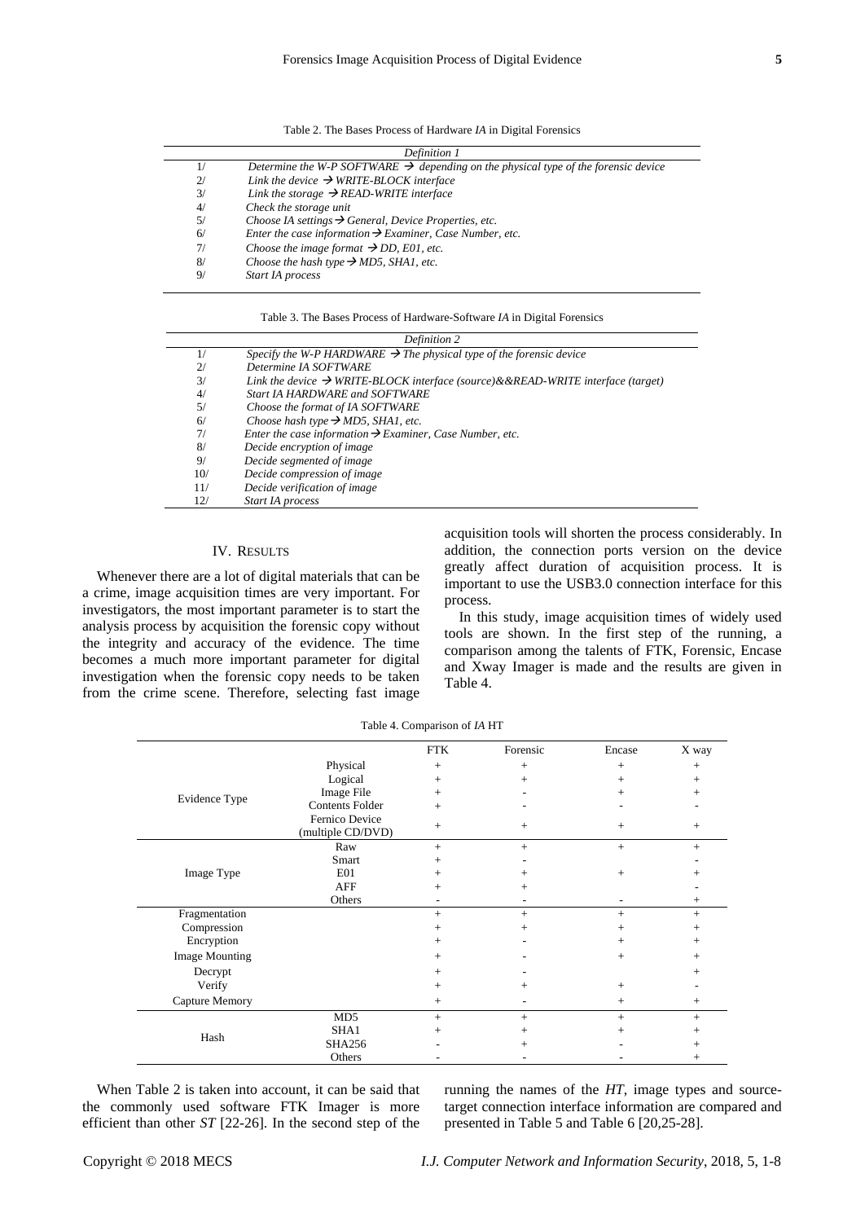Table 2. The Bases Process of Hardware *IA* in Digital Forensics

| | *Definition 1* |
|---|---|
| 1/ | *Determine the W-P SOFTWARE → depending on the physical type of the forensic device* |
| 2/ | *Link the device → WRITE-BLOCK interface* |
| 3/ | *Link the storage → READ-WRITE interface* |
| 4/ | *Check the storage unit* |
| 5/ | *Choose IA settings → General, Device Properties, etc.* |
| 6/ | *Enter the case information → Examiner, Case Number, etc.* |
| 7/ | *Choose the image format → DD, E01, etc.* |
| 8/ | *Choose the hash type → MD5, SHA1, etc.* |
| 9/ | *Start IA process* |

Table 3. The Bases Process of Hardware-Software *IA* in Digital Forensics

| | *Definition 2* |
|---|---|
| 1/ | *Specify the W-P HARDWARE → The physical type of the forensic device* |
| 2/ | *Determine IA SOFTWARE* |
| 3/ | *Link the device → WRITE-BLOCK interface (source)&&READ-WRITE interface (target)* |
| 4/ | *Start IA HARDWARE and SOFTWARE* |
| 5/ | *Choose the format of IA SOFTWARE* |
| 6/ | *Choose hash type → MD5, SHA1, etc.* |
| 7/ | *Enter the case information → Examiner, Case Number, etc.* |
| 8/ | *Decide encryption of image* |
| 9/ | *Decide segmented of image* |
| 10/ | *Decide compression of image* |
| 11/ | *Decide verification of image* |
| 12/ | *Start IA process* |

## IV. Results

Whenever there are a lot of digital materials that can be a crime, image acquisition times are very important. For investigators, the most important parameter is to start the analysis process by acquisition the forensic copy without the integrity and accuracy of the evidence. The time becomes a much more important parameter for digital investigation when the forensic copy needs to be taken from the crime scene. Therefore, selecting fast image acquisition tools will shorten the process considerably. In addition, the connection ports version on the device greatly affect duration of acquisition process. It is important to use the USB3.0 connection interface for this process.

In this study, image acquisition times of widely used tools are shown. In the first step of the running, a comparison among the talents of FTK, Forensic, Encase and Xway Imager is made and the results are given in Table 4.

Table 4. Comparison of *IA* HT

| | | FTK | Forensic | Encase | X way |
|---|---|---|---|---|---|
| Evidence Type | Physical | + | + | + | + |
| | Logical | + | + | + | + |
| | Image File | + | - | + | + |
| | Contents Folder | + | - | - | - |
| | Fernico Device (multiple CD/DVD) | + | + | + | + |
| Image Type | Raw | + | + | + | + |
| | Smart | + | - | | - |
| | E01 | + | + | + | + |
| | AFF | + | + | | - |
| | Others | - | - | - | + |
| Fragmentation | | + | + | + | + |
| Compression | | + | + | + | + |
| Encryption | | + | - | + | + |
| Image Mounting | | + | - | + | + |
| Decrypt | | + | - | | + |
| Verify | | + | + | + | - |
| Capture Memory | | + | - | + | + |
| Hash | MD5 | + | + | + | + |
| | SHA1 | + | + | + | + |
| | SHA256 | - | + | - | + |
| | Others | - | - | - | + |

When Table 2 is taken into account, it can be said that the commonly used software FTK Imager is more efficient than other *ST* [22-26]. In the second step of the running the names of the *HT*, image types and source-target connection interface information are compared and presented in Table 5 and Table 6 [20,25-28].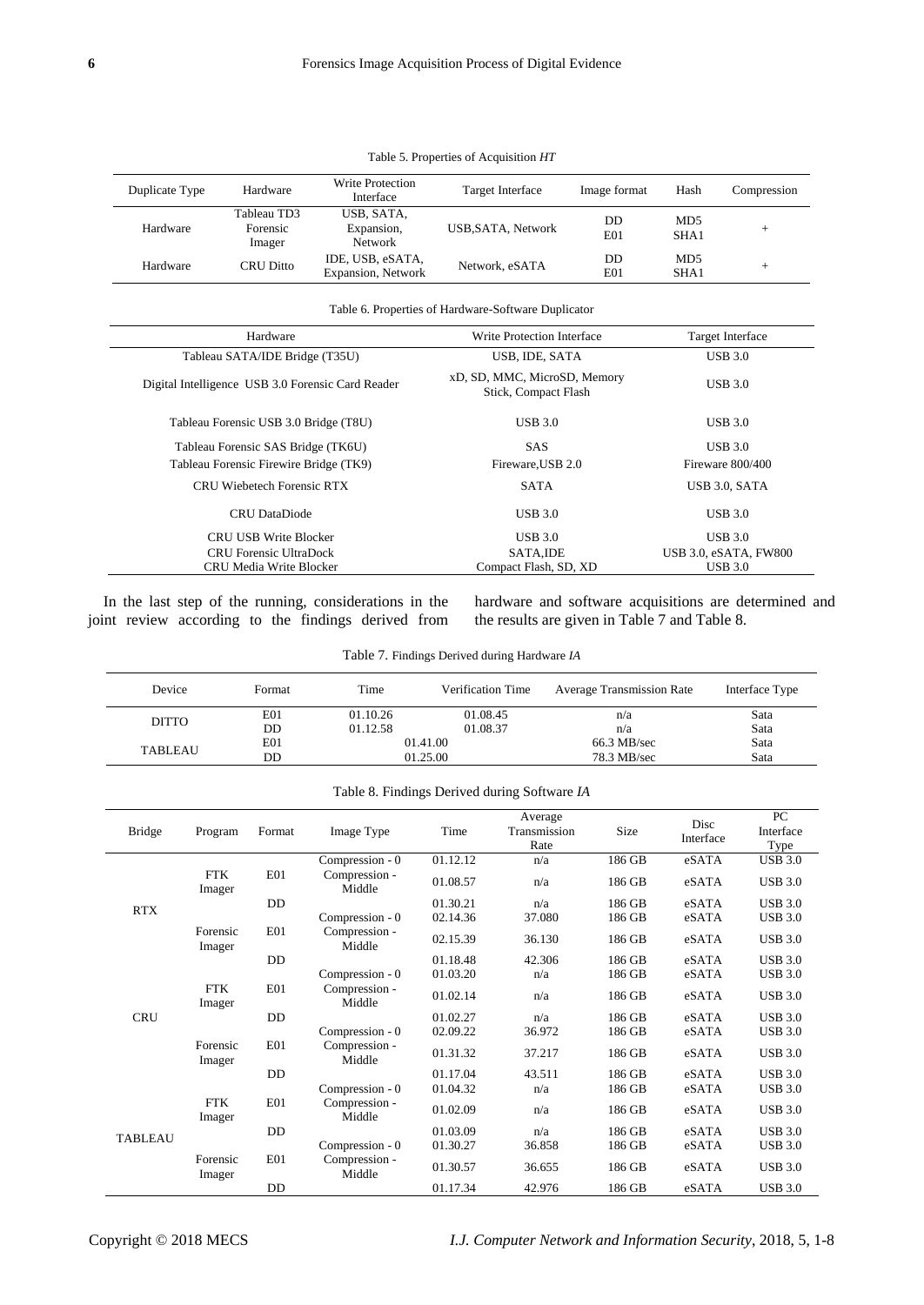Table 5. Properties of Acquisition *HT*

| Duplicate Type | Hardware | Write Protection Interface | Target Interface | Image format | Hash | Compression |
|---|---|---|---|---|---|---|
| Hardware | Tableau TD3 Forensic Imager | USB, SATA, Expansion, Network | USB,SATA, Network | DD E01 | MD5 SHA1 | + |
| Hardware | CRU Ditto | IDE, USB, eSATA, Expansion, Network | Network, eSATA | DD E01 | MD5 SHA1 | + |

Table 6. Properties of Hardware-Software Duplicator

| Hardware | Write Protection Interface | Target Interface |
|---|---|---|
| Tableau SATA/IDE Bridge (T35U) | USB, IDE, SATA | USB 3.0 |
| Digital Intelligence USB 3.0 Forensic Card Reader | xD, SD, MMC, MicroSD, Memory Stick, Compact Flash | USB 3.0 |
| Tableau Forensic USB 3.0 Bridge (T8U) | USB 3.0 | USB 3.0 |
| Tableau Forensic SAS Bridge (TK6U) | SAS | USB 3.0 |
| Tableau Forensic Firewire Bridge (TK9) | Fireware,USB 2.0 | Fireware 800/400 |
| CRU Wiebetech Forensic RTX | SATA | USB 3.0, SATA |
| CRU DataDiode | USB 3.0 | USB 3.0 |
| CRU USB Write Blocker | USB 3.0 | USB 3.0 |
| CRU Forensic UltraDock | SATA,IDE | USB 3.0, eSATA, FW800 |
| CRU Media Write Blocker | Compact Flash, SD, XD | USB 3.0 |

In the last step of the running, considerations in the joint review according to the findings derived from hardware and software acquisitions are determined and the results are given in Table 7 and Table 8.

Table 7. Findings Derived during Hardware *IA*

| Device | Format | Time | Verification Time | Average Transmission Rate | Interface Type |
|---|---|---|---|---|---|
| DITTO | E01 | 01.10.26 | 01.08.45 | n/a | Sata |
| | DD | 01.12.58 | 01.08.37 | n/a | Sata |
| TABLEAU | E01 | 01.41.00 | | 66.3 MB/sec | Sata |
| | DD | 01.25.00 | | 78.3 MB/sec | Sata |

Table 8. Findings Derived during Software *IA*

| Bridge | Program | Format | Image Type | Time | Average Transmission Rate | Size | Disc Interface | PC Interface Type |
|---|---|---|---|---|---|---|---|---|
| RTX | FTK Imager | E01 | Compression - 0 | 01.12.12 | n/a | 186 GB | eSATA | USB 3.0 |
| | | | Compression - Middle | 01.08.57 | n/a | 186 GB | eSATA | USB 3.0 |
| | | DD | | 01.30.21 | n/a | 186 GB | eSATA | USB 3.0 |
| | Forensic Imager | E01 | Compression - 0 | 02.14.36 | 37.080 | 186 GB | eSATA | USB 3.0 |
| | | | Compression - Middle | 02.15.39 | 36.130 | 186 GB | eSATA | USB 3.0 |
| | | DD | | 01.18.48 | 42.306 | 186 GB | eSATA | USB 3.0 |
| CRU | FTK Imager | E01 | Compression - 0 | 01.03.20 | n/a | 186 GB | eSATA | USB 3.0 |
| | | | Compression - Middle | 01.02.14 | n/a | 186 GB | eSATA | USB 3.0 |
| | | DD | | 01.02.27 | n/a | 186 GB | eSATA | USB 3.0 |
| | Forensic Imager | E01 | Compression - 0 | 02.09.22 | 36.972 | 186 GB | eSATA | USB 3.0 |
| | | | Compression - Middle | 01.31.32 | 37.217 | 186 GB | eSATA | USB 3.0 |
| | | DD | | 01.17.04 | 43.511 | 186 GB | eSATA | USB 3.0 |
| TABLEAU | FTK Imager | E01 | Compression - 0 | 01.04.32 | n/a | 186 GB | eSATA | USB 3.0 |
| | | | Compression - Middle | 01.02.09 | n/a | 186 GB | eSATA | USB 3.0 |
| | | DD | | 01.03.09 | n/a | 186 GB | eSATA | USB 3.0 |
| | Forensic Imager | E01 | Compression - 0 | 01.30.27 | 36.858 | 186 GB | eSATA | USB 3.0 |
| | | | Compression - Middle | 01.30.57 | 36.655 | 186 GB | eSATA | USB 3.0 |
| | | DD | | 01.17.34 | 42.976 | 186 GB | eSATA | USB 3.0 |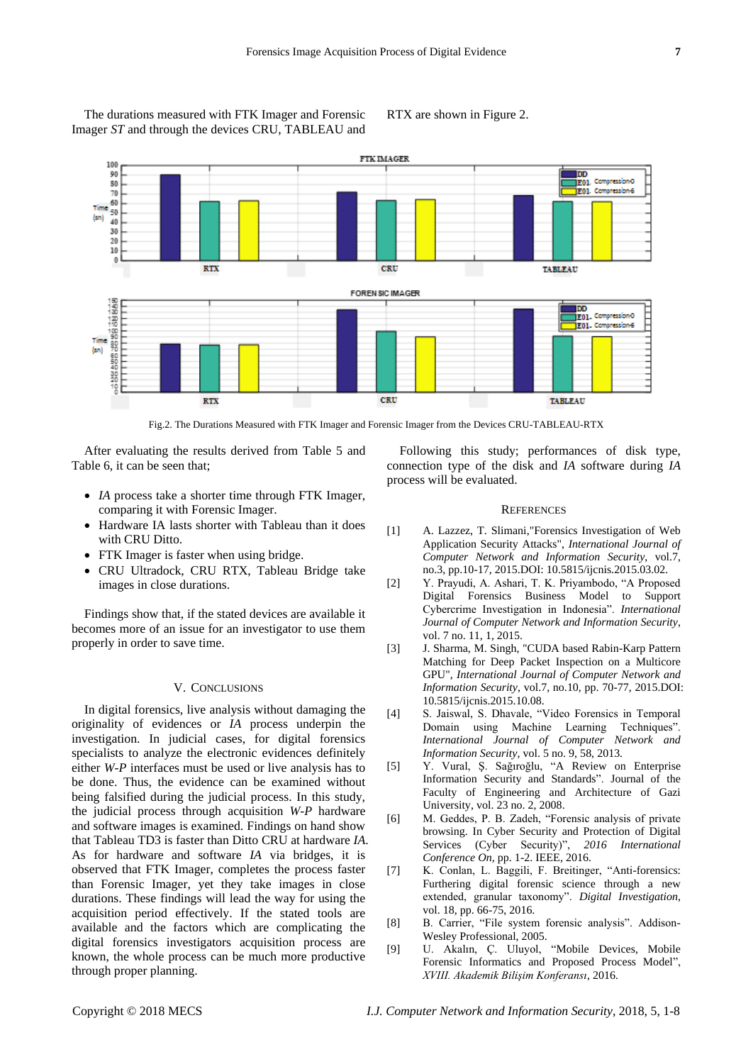The durations measured with FTK Imager and Forensic Imager *ST* and through the devices CRU, TABLEAU and RTX are shown in Figure 2.

Fig.2. The Durations Measured with FTK Imager and Forensic Imager from the Devices CRU-TABLEAU-RTX

After evaluating the results derived from Table 5 and Table 6, it can be seen that;

- *IA* process take a shorter time through FTK Imager, comparing it with Forensic Imager.
- Hardware IA lasts shorter with Tableau than it does with CRU Ditto.
- FTK Imager is faster when using bridge.
- CRU Ultradock, CRU RTX, Tableau Bridge take images in close durations.

Findings show that, if the stated devices are available it becomes more of an issue for an investigator to use them properly in order to save time.

Following this study; performances of disk type, connection type of the disk and *IA* software during *IA* process will be evaluated.

## V. Conclusions

In digital forensics, live analysis without damaging the originality of evidences or *IA* process underpin the investigation. In judicial cases, for digital forensics specialists to analyze the electronic evidences definitely either *W-P* interfaces must be used or live analysis has to be done. Thus, the evidence can be examined without being falsified during the judicial process. In this study, the judicial process through acquisition *W-P* hardware and software images is examined. Findings on hand show that Tableau TD3 is faster than Ditto CRU at hardware *IA*. As for hardware and software *IA* via bridges, it is observed that FTK Imager, completes the process faster than Forensic Imager, yet they take images in close durations. These findings will lead the way for using the acquisition period effectively. If the stated tools are available and the factors which are complicating the digital forensics investigators acquisition process are known, the whole process can be much more productive through proper planning.

## References

[1] A. Lazzez, T. Slimani,"Forensics Investigation of Web Application Security Attacks", *International Journal of Computer Network and Information Security*, vol.7, no.3, pp.10-17, 2015.DOI: 10.5815/ijcnis.2015.03.02.

[2] Y. Prayudi, A. Ashari, T. K. Priyambodo, "A Proposed Digital Forensics Business Model to Support Cybercrime Investigation in Indonesia". *International Journal of Computer Network and Information Security*, vol. 7 no. 11, 1, 2015.

[3] J. Sharma, M. Singh, "CUDA based Rabin-Karp Pattern Matching for Deep Packet Inspection on a Multicore GPU", *International Journal of Computer Network and Information Security*, vol.7, no.10, pp. 70-77, 2015.DOI: 10.5815/ijcnis.2015.10.08.

[4] S. Jaiswal, S. Dhavale, "Video Forensics in Temporal Domain using Machine Learning Techniques". *International Journal of Computer Network and Information Security*, vol. 5 no. 9, 58, 2013.

[5] Y. Vural, Ş. Sağıroğlu, "A Review on Enterprise Information Security and Standards". Journal of the Faculty of Engineering and Architecture of Gazi University, vol. 23 no. 2, 2008.

[6] M. Geddes, P. B. Zadeh, "Forensic analysis of private browsing. In Cyber Security and Protection of Digital Services (Cyber Security)", *2016 International Conference On*, pp. 1-2. IEEE, 2016.

[7] K. Conlan, L. Baggili, F. Breitinger, "Anti-forensics: Furthering digital forensic science through a new extended, granular taxonomy". *Digital Investigation*, vol. 18, pp. 66-75, 2016.

[8] B. Carrier, "File system forensic analysis". Addison-Wesley Professional, 2005.

[9] U. Akalın, Ç. Uluyol, "Mobile Devices, Mobile Forensic Informatics and Proposed Process Model", *XVIII. Akademik Bilişim Konferansı*, 2016.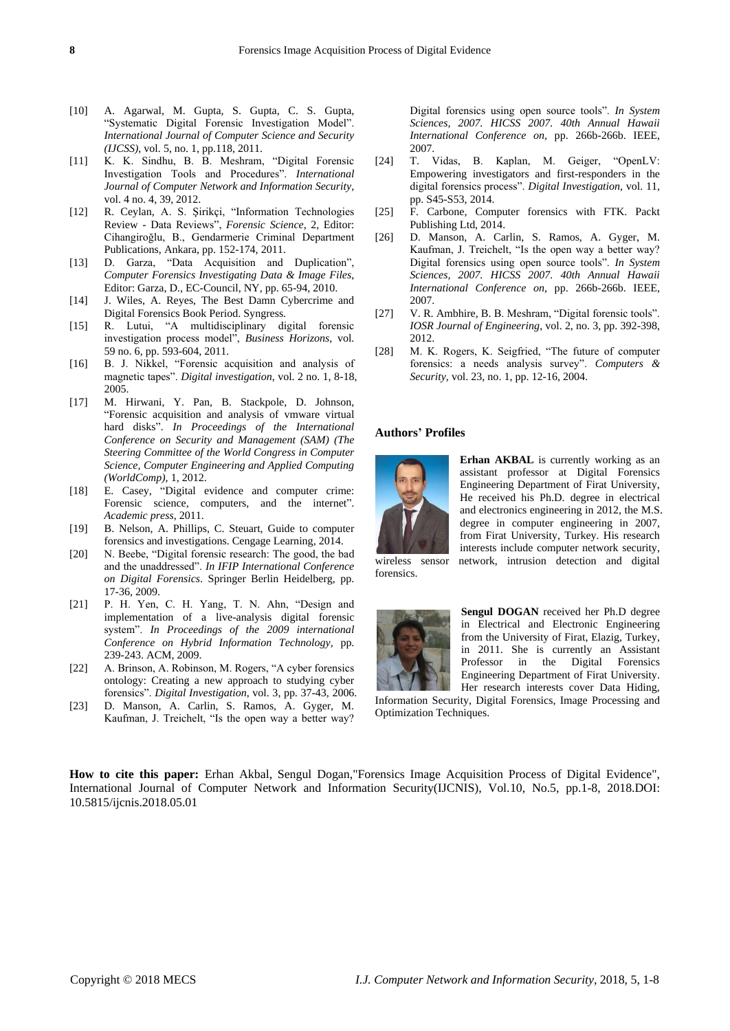[10] A. Agarwal, M. Gupta, S. Gupta, C. S. Gupta, "Systematic Digital Forensic Investigation Model". *International Journal of Computer Science and Security (IJCSS)*, vol. 5, no. 1, pp.118, 2011.

[11] K. K. Sindhu, B. B. Meshram, "Digital Forensic Investigation Tools and Procedures". *International Journal of Computer Network and Information Security*, vol. 4 no. 4, 39, 2012.

[12] R. Ceylan, A. S. Şirikçi, "Information Technologies Review - Data Reviews", *Forensic Science*, 2, Editor: Cihangiroğlu, B., Gendarmerie Criminal Department Publications, Ankara, pp. 152-174, 2011.

[13] D. Garza, "Data Acquisition and Duplication", *Computer Forensics Investigating Data & Image Files*, Editor: Garza, D., EC-Council, NY, pp. 65-94, 2010.

[14] J. Wiles, A. Reyes, The Best Damn Cybercrime and Digital Forensics Book Period. Syngress.

[15] R. Lutui, "A multidisciplinary digital forensic investigation process model", *Business Horizons*, vol. 59 no. 6, pp. 593-604, 2011.

[16] B. J. Nikkel, "Forensic acquisition and analysis of magnetic tapes". *Digital investigation*, vol. 2 no. 1, 8-18, 2005.

[17] M. Hirwani, Y. Pan, B. Stackpole, D. Johnson, "Forensic acquisition and analysis of vmware virtual hard disks". *In Proceedings of the International Conference on Security and Management (SAM) (The Steering Committee of the World Congress in Computer Science, Computer Engineering and Applied Computing (WorldComp)*, 1, 2012.

[18] E. Casey, "Digital evidence and computer crime: Forensic science, computers, and the internet". *Academic press*, 2011.

[19] B. Nelson, A. Phillips, C. Steuart, Guide to computer forensics and investigations. Cengage Learning, 2014.

[20] N. Beebe, "Digital forensic research: The good, the bad and the unaddressed". *In IFIP International Conference on Digital Forensics*. Springer Berlin Heidelberg, pp. 17-36, 2009.

[21] P. H. Yen, C. H. Yang, T. N. Ahn, "Design and implementation of a live-analysis digital forensic system". *In Proceedings of the 2009 international Conference on Hybrid Information Technology*, pp. 239-243. ACM, 2009.

[22] A. Brinson, A. Robinson, M. Rogers, "A cyber forensics ontology: Creating a new approach to studying cyber forensics". *Digital Investigation*, vol. 3, pp. 37-43, 2006.

[23] D. Manson, A. Carlin, S. Ramos, A. Gyger, M. Kaufman, J. Treichelt, "Is the open way a better way? Digital forensics using open source tools". *In System Sciences, 2007. HICSS 2007. 40th Annual Hawaii International Conference on*, pp. 266b-266b. IEEE, 2007.

[24] T. Vidas, B. Kaplan, M. Geiger, "OpenLV: Empowering investigators and first-responders in the digital forensics process". *Digital Investigation*, vol. 11, pp. S45-S53, 2014.

[25] F. Carbone, Computer forensics with FTK. Packt Publishing Ltd, 2014.

[26] D. Manson, A. Carlin, S. Ramos, A. Gyger, M. Kaufman, J. Treichelt, "Is the open way a better way? Digital forensics using open source tools". *In System Sciences, 2007. HICSS 2007. 40th Annual Hawaii International Conference on*, pp. 266b-266b. IEEE, 2007.

[27] V. R. Ambhire, B. B. Meshram, "Digital forensic tools". *IOSR Journal of Engineering*, vol. 2, no. 3, pp. 392-398, 2012.

[28] M. K. Rogers, K. Seigfried, "The future of computer forensics: a needs analysis survey". *Computers & Security*, vol. 23, no. 1, pp. 12-16, 2004.

## Authors' Profiles

**Erhan AKBAL** is currently working as an assistant professor at Digital Forensics Engineering Department of Firat University, He received his Ph.D. degree in electrical and electronics engineering in 2012, the M.S. degree in computer engineering in 2007, from Firat University, Turkey. His research interests include computer network security, wireless sensor network, intrusion detection and digital forensics.

**Sengul DOGAN** received her Ph.D degree in Electrical and Electronic Engineering from the University of Firat, Elazig, Turkey, in 2011. She is currently an Assistant Professor in the Digital Forensics Engineering Department of Firat University. Her research interests cover Data Hiding, Information Security, Digital Forensics, Image Processing and Optimization Techniques.

**How to cite this paper:** Erhan Akbal, Sengul Dogan,"Forensics Image Acquisition Process of Digital Evidence", International Journal of Computer Network and Information Security(IJCNIS), Vol.10, No.5, pp.1-8, 2018.DOI: 10.5815/ijcnis.2018.05.01